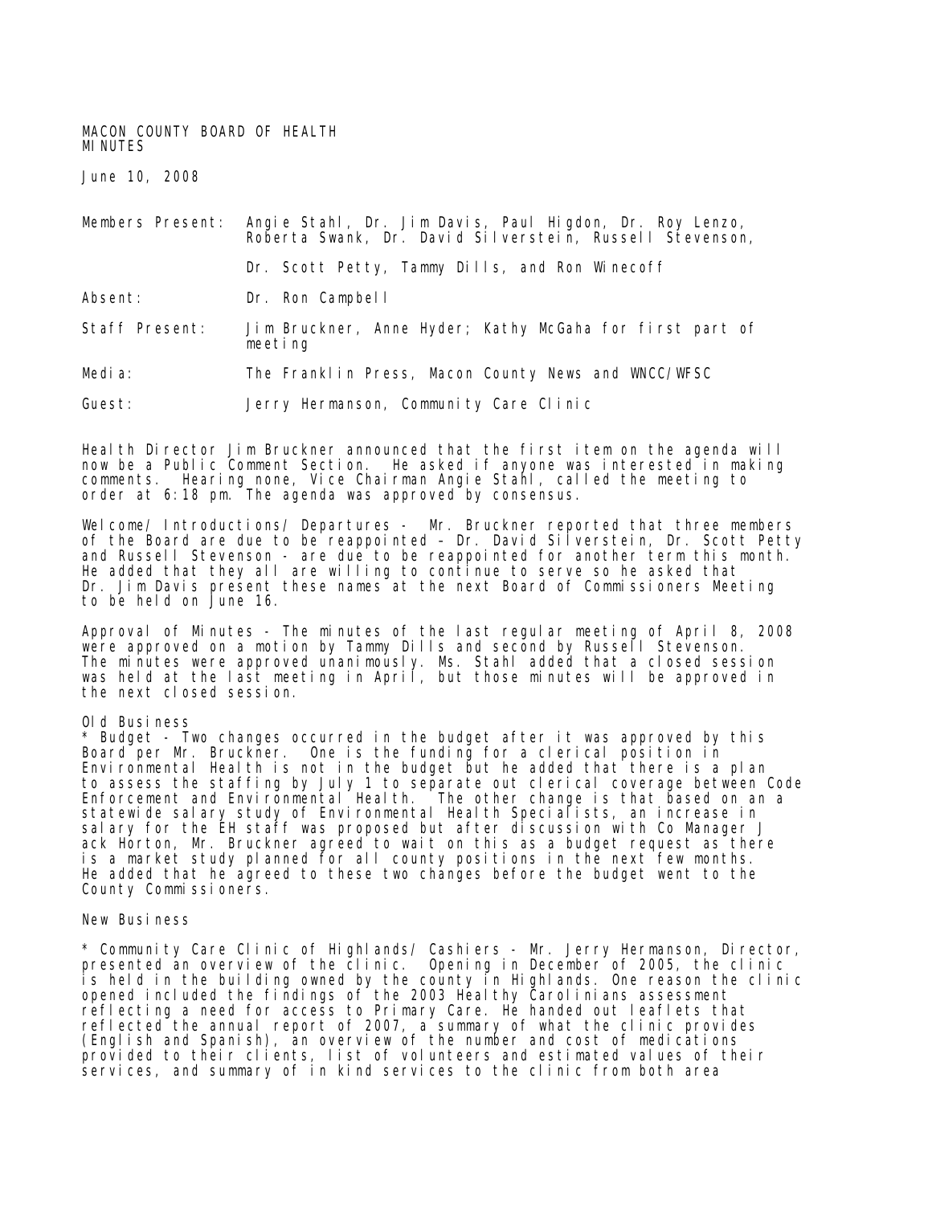MACON COUNTY BOARD OF HEALTH
MINUTES

June 10, 2008

Members Present: Angie Stahl, Dr. Jim Davis, Paul Higdon, Dr. Roy Lenzo, Roberta Swank, Dr. David Silverstein, Russell Stevenson, Dr. Scott Petty, Tammy Dills, and Ron Winecoff

Absent: Dr. Ron Campbell

Staff Present: Jim Bruckner, Anne Hyder; Kathy McGaha for first part of meeting

Media: The Franklin Press, Macon County News and WNCC/WFSC

Guest: Jerry Hermanson, Community Care Clinic

Health Director Jim Bruckner announced that the first item on the agenda will now be a Public Comment Section. He asked if anyone was interested in making comments. Hearing none, Vice Chairman Angie Stahl, called the meeting to order at 6:18 pm. The agenda was approved by consensus.

Welcome/ Introductions/ Departures - Mr. Bruckner reported that three members of the Board are due to be reappointed – Dr. David Silverstein, Dr. Scott Petty and Russell Stevenson - are due to be reappointed for another term this month. He added that they all are willing to continue to serve so he asked that Dr. Jim Davis present these names at the next Board of Commissioners Meeting to be held on June 16.

Approval of Minutes - The minutes of the last regular meeting of April 8, 2008 were approved on a motion by Tammy Dills and second by Russell Stevenson. The minutes were approved unanimously. Ms. Stahl added that a closed session was held at the last meeting in April, but those minutes will be approved in the next closed session.

Old Business
* Budget - Two changes occurred in the budget after it was approved by this Board per Mr. Bruckner. One is the funding for a clerical position in Environmental Health is not in the budget but he added that there is a plan to assess the staffing by July 1 to separate out clerical coverage between Code Enforcement and Environmental Health. The other change is that based on an a statewide salary study of Environmental Health Specialists, an increase in salary for the EH staff was proposed but after discussion with Co Manager J ack Horton, Mr. Bruckner agreed to wait on this as a budget request as there is a market study planned for all county positions in the next few months. He added that he agreed to these two changes before the budget went to the County Commissioners.

New Business

* Community Care Clinic of Highlands/ Cashiers - Mr. Jerry Hermanson, Director, presented an overview of the clinic. Opening in December of 2005, the clinic is held in the building owned by the county in Highlands. One reason the clinic opened included the findings of the 2003 Healthy Carolinians assessment reflecting a need for access to Primary Care. He handed out leaflets that reflected the annual report of 2007, a summary of what the clinic provides (English and Spanish), an overview of the number and cost of medications provided to their clients, list of volunteers and estimated values of their services, and summary of in kind services to the clinic from both area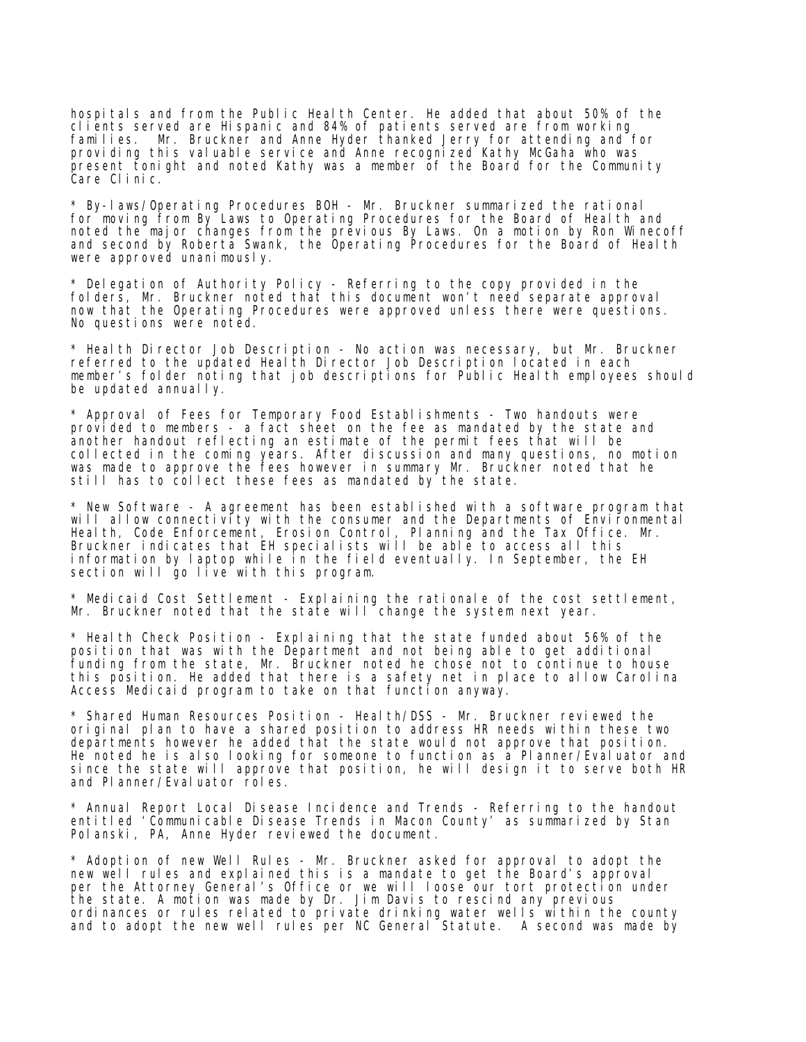hospitals and from the Public Health Center. He added that about 50% of the clients served are Hispanic and 84% of patients served are from working families. Mr. Bruckner and Anne Hyder thanked Jerry for attending and for providing this valuable service and Anne recognized Kathy McGaha who was present tonight and noted Kathy was a member of the Board for the Community Care Clinic.

* By-laws/Operating Procedures BOH - Mr. Bruckner summarized the rational for moving from By Laws to Operating Procedures for the Board of Health and noted the major changes from the previous By Laws. On a motion by Ron Winecoff and second by Roberta Swank, the Operating Procedures for the Board of Health were approved unanimously.

* Delegation of Authority Policy - Referring to the copy provided in the folders, Mr. Bruckner noted that this document won't need separate approval now that the Operating Procedures were approved unless there were questions. No questions were noted.

* Health Director Job Description - No action was necessary, but Mr. Bruckner referred to the updated Health Director Job Description located in each member's folder noting that job descriptions for Public Health employees should be updated annually.

* Approval of Fees for Temporary Food Establishments - Two handouts were provided to members - a fact sheet on the fee as mandated by the state and another handout reflecting an estimate of the permit fees that will be collected in the coming years. After discussion and many questions, no motion was made to approve the fees however in summary Mr. Bruckner noted that he still has to collect these fees as mandated by the state.

* New Software - A agreement has been established with a software program that will allow connectivity with the consumer and the Departments of Environmental Health, Code Enforcement, Erosion Control, Planning and the Tax Office. Mr. Bruckner indicates that EH specialists will be able to access all this information by laptop while in the field eventually. In September, the EH section will go live with this program.

* Medicaid Cost Settlement - Explaining the rationale of the cost settlement, Mr. Bruckner noted that the state will change the system next year.

* Health Check Position - Explaining that the state funded about 56% of the position that was with the Department and not being able to get additional funding from the state, Mr. Bruckner noted he chose not to continue to house this position. He added that there is a safety net in place to allow Carolina Access Medicaid program to take on that function anyway.

* Shared Human Resources Position - Health/DSS - Mr. Bruckner reviewed the original plan to have a shared position to address HR needs within these two departments however he added that the state would not approve that position. He noted he is also looking for someone to function as a Planner/Evaluator and since the state will approve that position, he will design it to serve both HR and Planner/Evaluator roles.

* Annual Report Local Disease Incidence and Trends - Referring to the handout entitled 'Communicable Disease Trends in Macon County' as summarized by Stan Polanski, PA, Anne Hyder reviewed the document.

* Adoption of new Well Rules - Mr. Bruckner asked for approval to adopt the new well rules and explained this is a mandate to get the Board's approval per the Attorney General's Office or we will loose our tort protection under the state. A motion was made by Dr. Jim Davis to rescind any previous ordinances or rules related to private drinking water wells within the county and to adopt the new well rules per NC General Statute. A second was made by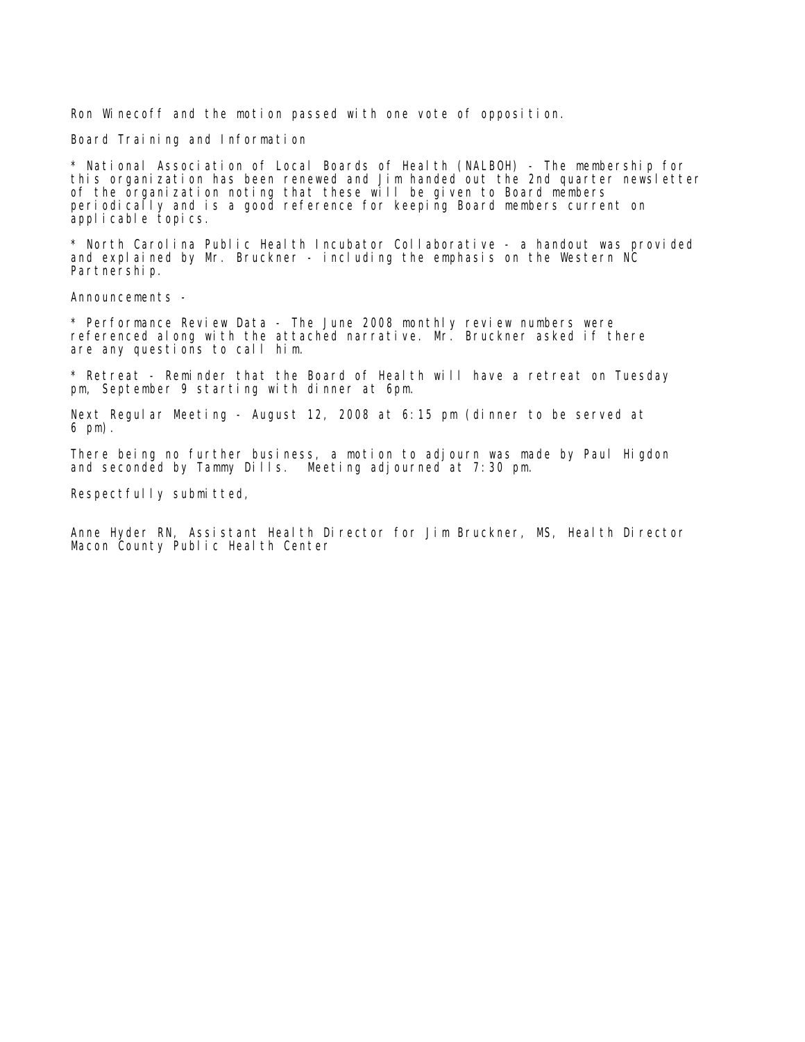Ron Winecoff and the motion passed with one vote of opposition.

Board Training and Information

* National Association of Local Boards of Health (NALBOH) - The membership for this organization has been renewed and Jim handed out the 2nd quarter newsletter of the organization noting that these will be given to Board members periodically and is a good reference for keeping Board members current on applicable topics.

* North Carolina Public Health Incubator Collaborative - a handout was provided and explained by Mr. Bruckner - including the emphasis on the Western NC Partnership.

Announcements -

* Performance Review Data - The June 2008 monthly review numbers were referenced along with the attached narrative. Mr. Bruckner asked if there are any questions to call him.

* Retreat - Reminder that the Board of Health will have a retreat on Tuesday pm, September 9 starting with dinner at 6pm.

Next Regular Meeting - August 12, 2008 at 6:15 pm (dinner to be served at 6 pm).

There being no further business, a motion to adjourn was made by Paul Higdon and seconded by Tammy Dills. Meeting adjourned at 7:30 pm.

Respectfully submitted,

Anne Hyder RN, Assistant Health Director for Jim Bruckner, MS, Health Director
Macon County Public Health Center